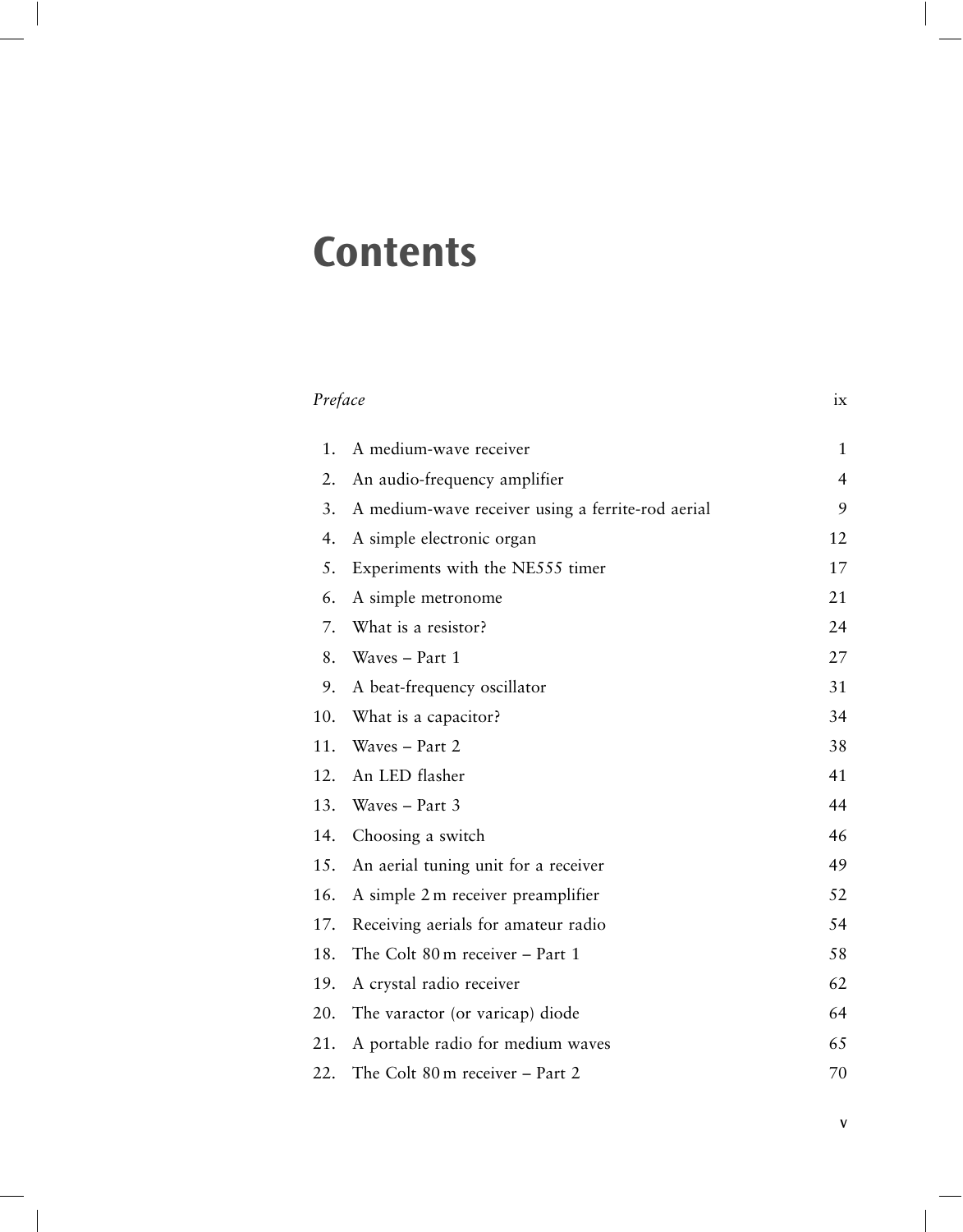# Contents

*Preface* ix

1. A medium-wave receiver 1
2. An audio-frequency amplifier 4
3. A medium-wave receiver using a ferrite-rod aerial 9
4. A simple electronic organ 12
5. Experiments with the NE555 timer 17
6. A simple metronome 21
7. What is a resistor? 24
8. Waves – Part 1 27
9. A beat-frequency oscillator 31
10. What is a capacitor? 34
11. Waves – Part 2 38
12. An LED flasher 41
13. Waves – Part 3 44
14. Choosing a switch 46
15. An aerial tuning unit for a receiver 49
16. A simple 2 m receiver preamplifier 52
17. Receiving aerials for amateur radio 54
18. The Colt 80 m receiver – Part 1 58
19. A crystal radio receiver 62
20. The varactor (or varicap) diode 64
21. A portable radio for medium waves 65
22. The Colt 80 m receiver – Part 2 70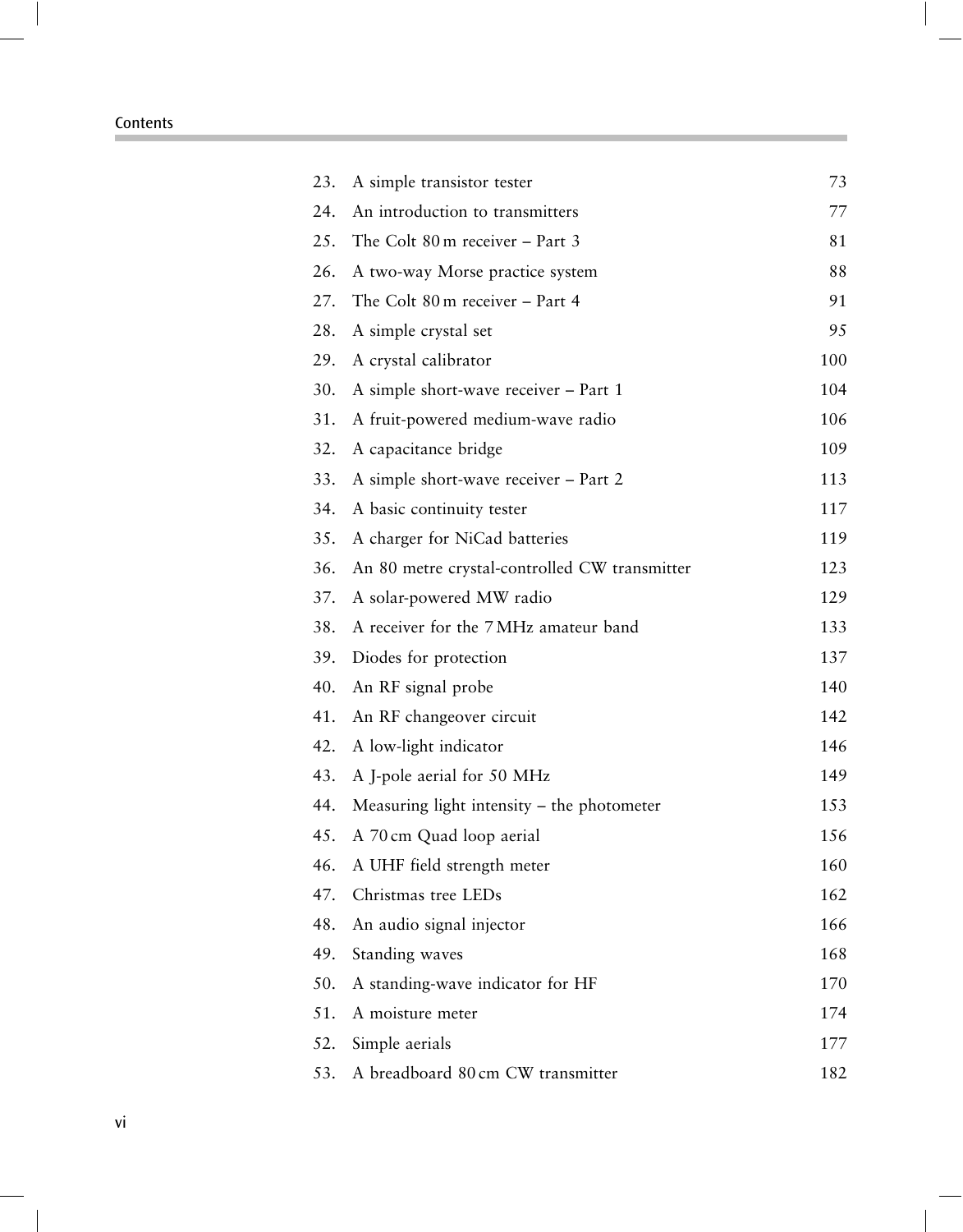| | | |
|---|---|---|
| 23. | A simple transistor tester | 73 |
| 24. | An introduction to transmitters | 77 |
| 25. | The Colt 80 m receiver – Part 3 | 81 |
| 26. | A two-way Morse practice system | 88 |
| 27. | The Colt 80 m receiver – Part 4 | 91 |
| 28. | A simple crystal set | 95 |
| 29. | A crystal calibrator | 100 |
| 30. | A simple short-wave receiver – Part 1 | 104 |
| 31. | A fruit-powered medium-wave radio | 106 |
| 32. | A capacitance bridge | 109 |
| 33. | A simple short-wave receiver – Part 2 | 113 |
| 34. | A basic continuity tester | 117 |
| 35. | A charger for NiCad batteries | 119 |
| 36. | An 80 metre crystal-controlled CW transmitter | 123 |
| 37. | A solar-powered MW radio | 129 |
| 38. | A receiver for the 7 MHz amateur band | 133 |
| 39. | Diodes for protection | 137 |
| 40. | An RF signal probe | 140 |
| 41. | An RF changeover circuit | 142 |
| 42. | A low-light indicator | 146 |
| 43. | A J-pole aerial for 50 MHz | 149 |
| 44. | Measuring light intensity – the photometer | 153 |
| 45. | A 70 cm Quad loop aerial | 156 |
| 46. | A UHF field strength meter | 160 |
| 47. | Christmas tree LEDs | 162 |
| 48. | An audio signal injector | 166 |
| 49. | Standing waves | 168 |
| 50. | A standing-wave indicator for HF | 170 |
| 51. | A moisture meter | 174 |
| 52. | Simple aerials | 177 |
| 53. | A breadboard 80 cm CW transmitter | 182 |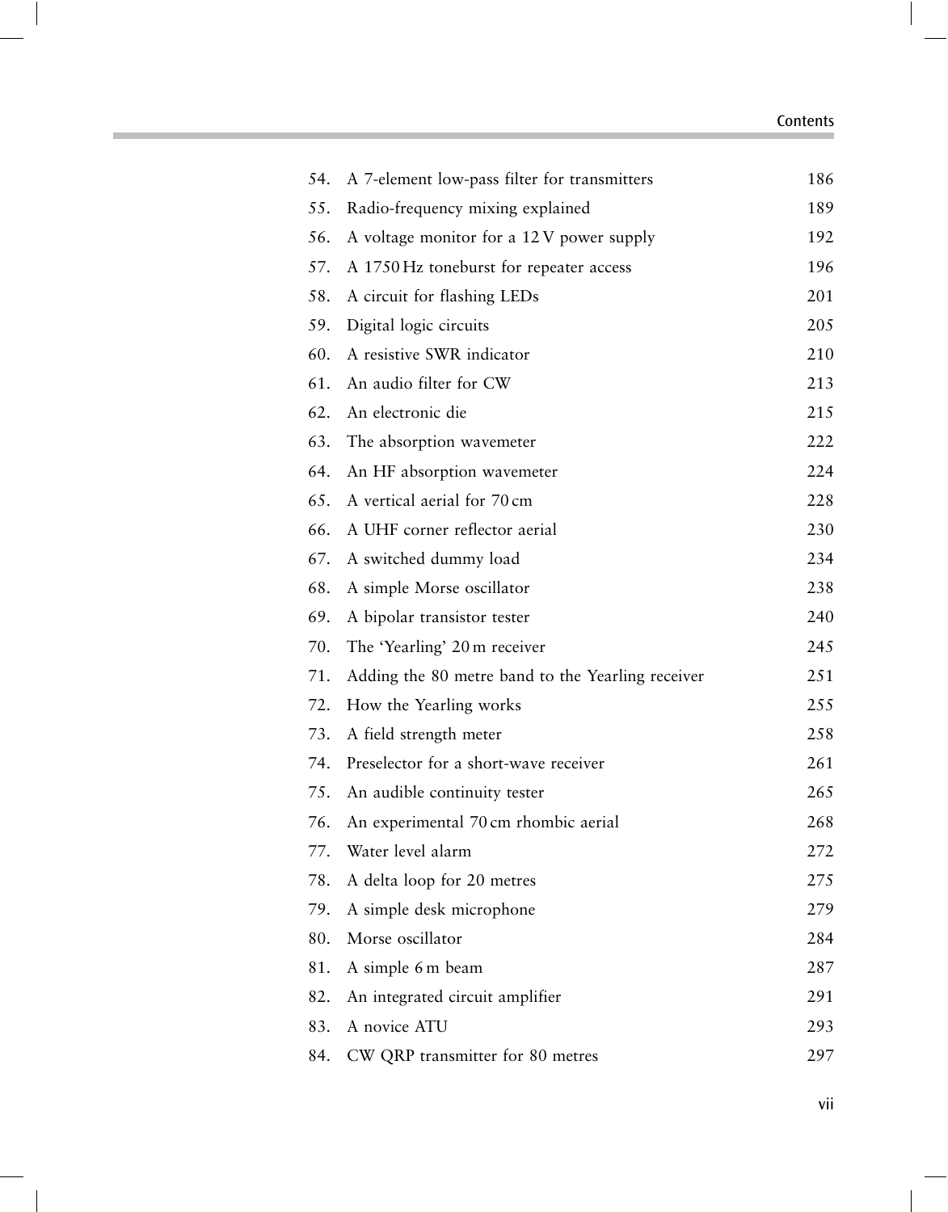| | | |
|---|---|---|
| 54. | A 7-element low-pass filter for transmitters | 186 |
| 55. | Radio-frequency mixing explained | 189 |
| 56. | A voltage monitor for a 12 V power supply | 192 |
| 57. | A 1750 Hz toneburst for repeater access | 196 |
| 58. | A circuit for flashing LEDs | 201 |
| 59. | Digital logic circuits | 205 |
| 60. | A resistive SWR indicator | 210 |
| 61. | An audio filter for CW | 213 |
| 62. | An electronic die | 215 |
| 63. | The absorption wavemeter | 222 |
| 64. | An HF absorption wavemeter | 224 |
| 65. | A vertical aerial for 70 cm | 228 |
| 66. | A UHF corner reflector aerial | 230 |
| 67. | A switched dummy load | 234 |
| 68. | A simple Morse oscillator | 238 |
| 69. | A bipolar transistor tester | 240 |
| 70. | The 'Yearling' 20 m receiver | 245 |
| 71. | Adding the 80 metre band to the Yearling receiver | 251 |
| 72. | How the Yearling works | 255 |
| 73. | A field strength meter | 258 |
| 74. | Preselector for a short-wave receiver | 261 |
| 75. | An audible continuity tester | 265 |
| 76. | An experimental 70 cm rhombic aerial | 268 |
| 77. | Water level alarm | 272 |
| 78. | A delta loop for 20 metres | 275 |
| 79. | A simple desk microphone | 279 |
| 80. | Morse oscillator | 284 |
| 81. | A simple 6 m beam | 287 |
| 82. | An integrated circuit amplifier | 291 |
| 83. | A novice ATU | 293 |
| 84. | CW QRP transmitter for 80 metres | 297 |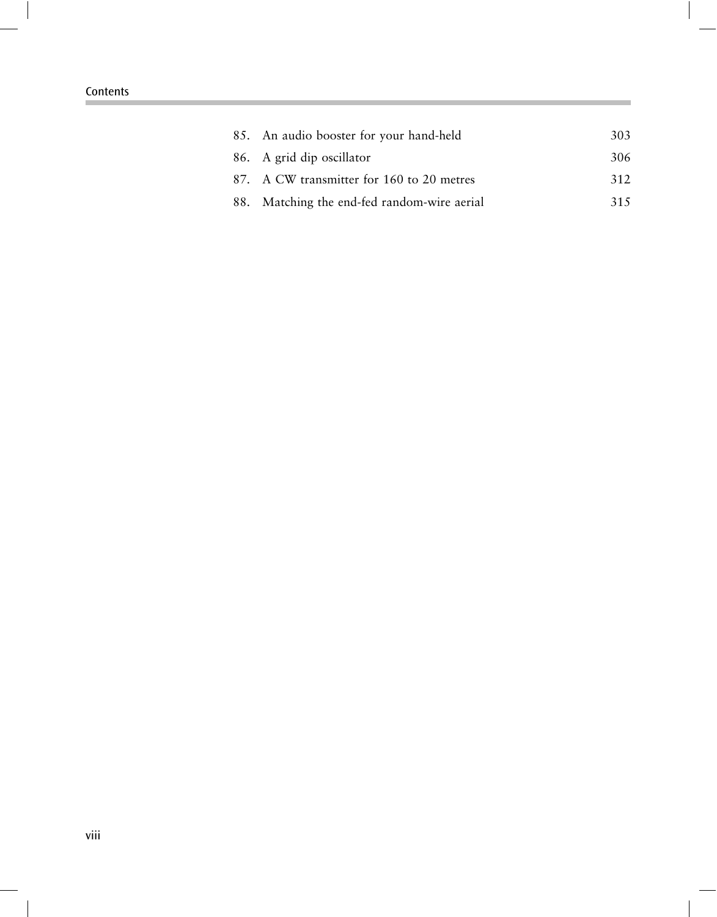85. An audio booster for your hand-held 303
86. A grid dip oscillator 306
87. A CW transmitter for 160 to 20 metres 312
88. Matching the end-fed random-wire aerial 315